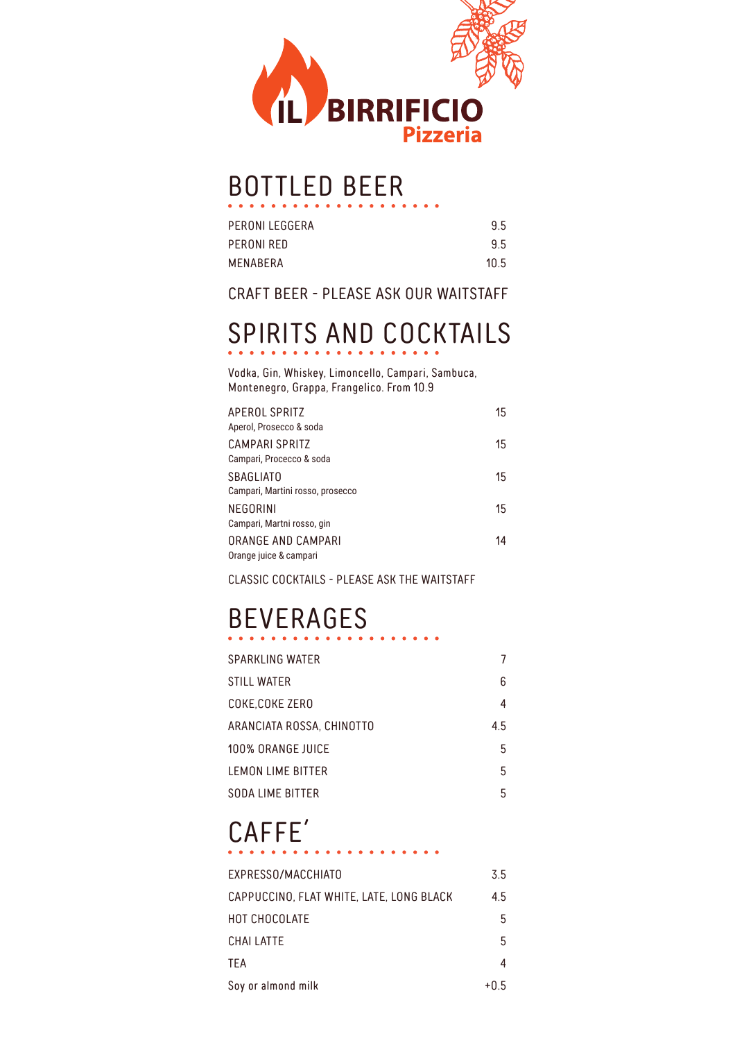# IL BIRRIFICIO

Pizzeria

## BOTTLED BEER

| | |
|---|---|
| PERONI LEGGERA | 9.5 |
| PERONI RED | 9.5 |
| MENABERA | 10.5 |

CRAFT BEER - PLEASE ASK OUR WAITSTAFF

## SPIRITS AND COCKTAILS

Vodka, Gin, Whiskey, Limoncello, Campari, Sambuca, Montenegro, Grappa, Frangelico. From 10.9

| | |
|---|---|
| APEROL SPRITZ<br>Aperol, Prosecco & soda | 15 |
| CAMPARI SPRITZ<br>Campari, Procecco & soda | 15 |
| SBAGLIATO<br>Campari, Martini rosso, prosecco | 15 |
| NEGORINI<br>Campari, Martni rosso, gin | 15 |
| ORANGE AND CAMPARI<br>Orange juice & campari | 14 |

CLASSIC COCKTAILS - PLEASE ASK THE WAITSTAFF

## BEVERAGES

| | |
|---|---|
| SPARKLING WATER | 7 |
| STILL WATER | 6 |
| COKE,COKE ZERO | 4 |
| ARANCIATA ROSSA, CHINOTTO | 4.5 |
| 100% ORANGE JUICE | 5 |
| LEMON LIME BITTER | 5 |
| SODA LIME BITTER | 5 |

## CAFFE'

| | |
|---|---|
| EXPRESSO/MACCHIATO | 3.5 |
| CAPPUCCINO, FLAT WHITE, LATE, LONG BLACK | 4.5 |
| HOT CHOCOLATE | 5 |
| CHAI LATTE | 5 |
| TEA | 4 |
| Soy or almond milk | +0.5 |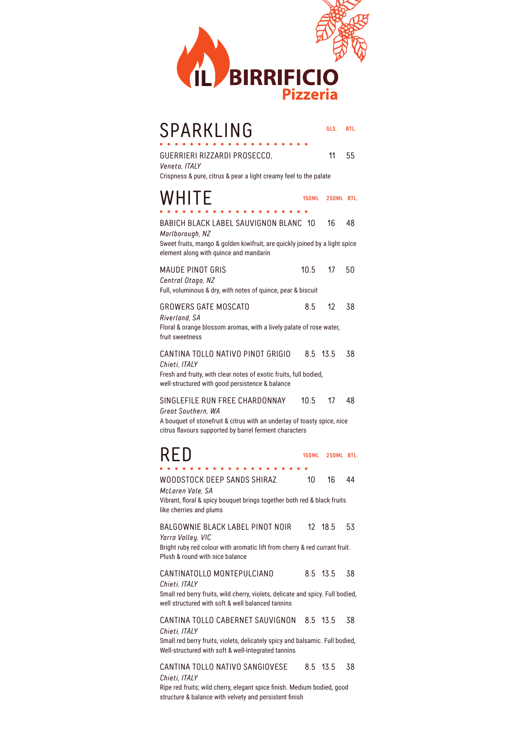# IL BIRRIFICIO
**Pizzeria**

## SPARKLING

| | GLS. | BTL. |
|---|---|---|
| GUERRIERI RIZZARDI PROSECCO, | 11 | 55 |

*Veneto, ITALY*
Crispness & pure, citrus & pear a light creamy feel to the palate

## WHITE

| | 150ML | 250ML | BTL. |
|---|---|---|---|
| BABICH BLACK LABEL SAUVIGNON BLANC | 10 | 16 | 48 |

*Marlborough, NZ*
Sweet fruits, mango & golden kiwifruit, are quickly joined by a light spice element along with quince and mandarin

| | | | |
|---|---|---|---|
| MAUDE PINOT GRIS | 10.5 | 17 | 50 |

*Central Otago, NZ*
Full, voluminous & dry, with notes of quince, pear & biscuit

| | | | |
|---|---|---|---|
| GROWERS GATE MOSCATO | 8.5 | 12 | 38 |

*Riverland, SA*
Floral & orange blossom aromas, with a lively palate of rose water, fruit sweetness

| | | | |
|---|---|---|---|
| CANTINA TOLLO NATIVO PINOT GRIGIO | 8.5 | 13.5 | 38 |

*Chieti, ITALY*
Fresh and fruity, with clear notes of exotic fruits, full bodied, well-structured with good persistence & balance

| | | | |
|---|---|---|---|
| SINGLEFILE RUN FREE CHARDONNAY | 10.5 | 17 | 48 |

*Great Southern, WA*
A bouquet of stonefruit & citrus with an underlay of toasty spice, nice citrus flavours supported by barrel ferment characters

## RED

| | 150ML | 250ML | BTL. |
|---|---|---|---|
| WOODSTOCK DEEP SANDS SHIRAZ | 10 | 16 | 44 |

*McLaren Vale, SA*
Vibrant, floral & spicy bouquet brings together both red & black fruits like cherries and plums

| | | | |
|---|---|---|---|
| BALGOWNIE BLACK LABEL PINOT NOIR | 12 | 18.5 | 53 |

*Yarra Valley, VIC*
Bright ruby red colour with aromatic lift from cherry & red currant fruit. Plush & round with nice balance

| | | | |
|---|---|---|---|
| CANTINATOLLO MONTEPULCIANO | 8.5 | 13.5 | 38 |

*Chieti, ITALY*
Small red berry fruits, wild cherry, violets, delicate and spicy. Full bodied, well structured with soft & well balanced tannins

| | | | |
|---|---|---|---|
| CANTINA TOLLO CABERNET SAUVIGNON | 8.5 | 13.5 | 38 |

*Chieti, ITALY*
Small red berry fruits, violets, delicately spicy and balsamic. Full bodied, Well-structured with soft & well-integrated tannins

| | | | |
|---|---|---|---|
| CANTINA TOLLO NATIVO SANGIOVESE | 8.5 | 13.5 | 38 |

*Chieti, ITALY*
Ripe red fruits; wild cherry, elegant spice finish. Medium bodied, good structure & balance with velvety and persistent finish